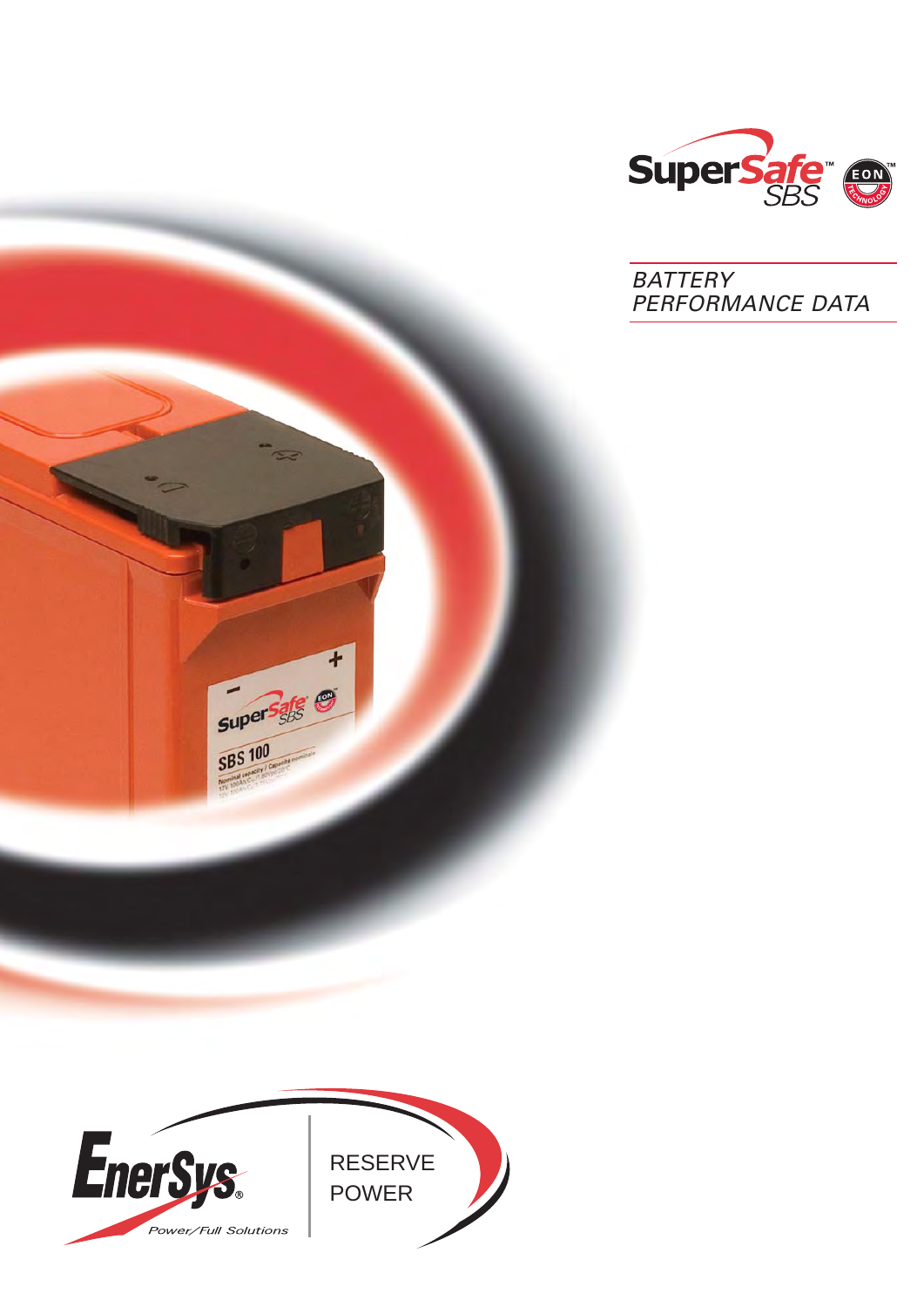SuperSafe™ SBS

# BATTERY PERFORMANCE DATA

EnerSys®

Power/Full Solutions

RESERVE POWER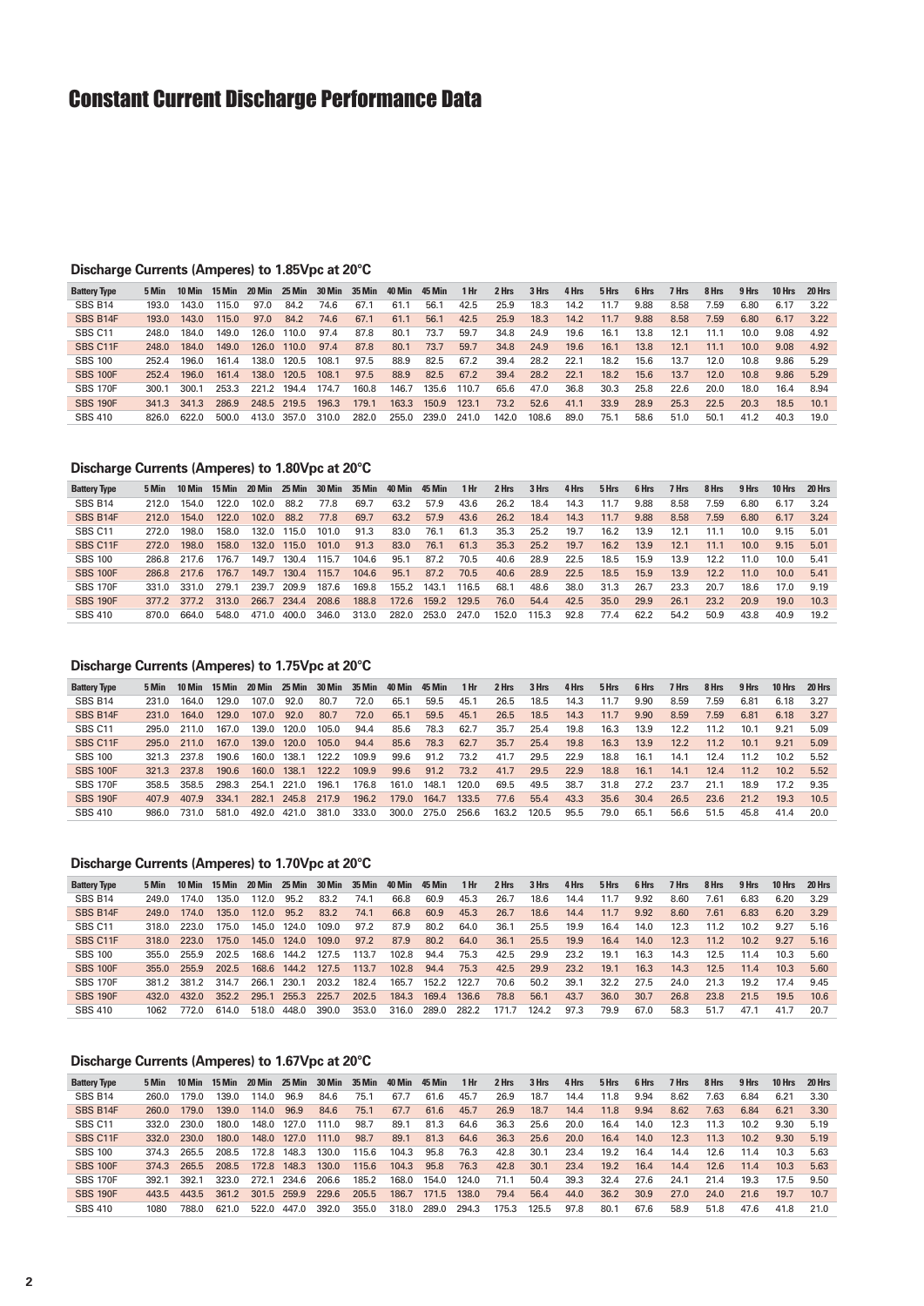# Constant Current Discharge Performance Data

### Discharge Currents (Amperes) to 1.85Vpc at 20°C

| Battery Type | 5 Min | 10 Min | 15 Min | 20 Min | 25 Min | 30 Min | 35 Min | 40 Min | 45 Min | 1 Hr | 2 Hrs | 3 Hrs | 4 Hrs | 5 Hrs | 6 Hrs | 7 Hrs | 8 Hrs | 9 Hrs | 10 Hrs | 20 Hrs |
|---|---|---|---|---|---|---|---|---|---|---|---|---|---|---|---|---|---|---|---|---|
| SBS B14 | 193.0 | 143.0 | 115.0 | 97.0 | 84.2 | 74.6 | 67.1 | 61.1 | 56.1 | 42.5 | 25.9 | 18.3 | 14.2 | 11.7 | 9.88 | 8.58 | 7.59 | 6.80 | 6.17 | 3.22 |
| SBS B14F | 193.0 | 143.0 | 115.0 | 97.0 | 84.2 | 74.6 | 67.1 | 61.1 | 56.1 | 42.5 | 25.9 | 18.3 | 14.2 | 11.7 | 9.88 | 8.58 | 7.59 | 6.80 | 6.17 | 3.22 |
| SBS C11 | 248.0 | 184.0 | 149.0 | 126.0 | 110.0 | 97.4 | 87.8 | 80.1 | 73.7 | 59.7 | 34.8 | 24.9 | 19.6 | 16.1 | 13.8 | 12.1 | 11.1 | 10.0 | 9.08 | 4.92 |
| SBS C11F | 248.0 | 184.0 | 149.0 | 126.0 | 110.0 | 97.4 | 87.8 | 80.1 | 73.7 | 59.7 | 34.8 | 24.9 | 19.6 | 16.1 | 13.8 | 12.1 | 11.1 | 10.0 | 9.08 | 4.92 |
| SBS 100 | 252.4 | 196.0 | 161.4 | 138.0 | 120.5 | 108.1 | 97.5 | 88.9 | 82.5 | 67.2 | 39.4 | 28.2 | 22.1 | 18.2 | 15.6 | 13.7 | 12.0 | 10.8 | 9.86 | 5.29 |
| SBS 100F | 252.4 | 196.0 | 161.4 | 138.0 | 120.5 | 108.1 | 97.5 | 88.9 | 82.5 | 67.2 | 39.4 | 28.2 | 22.1 | 18.2 | 15.6 | 13.7 | 12.0 | 10.8 | 9.86 | 5.29 |
| SBS 170F | 300.1 | 300.1 | 253.3 | 221.2 | 194.4 | 174.7 | 160.8 | 146.7 | 135.6 | 110.7 | 65.6 | 47.0 | 36.8 | 30.3 | 25.8 | 22.6 | 20.0 | 18.0 | 16.4 | 8.94 |
| SBS 190F | 341.3 | 341.3 | 286.9 | 248.5 | 219.5 | 196.3 | 179.1 | 163.3 | 150.9 | 123.1 | 73.2 | 52.6 | 41.1 | 33.9 | 28.9 | 25.3 | 22.5 | 20.3 | 18.5 | 10.1 |
| SBS 410 | 826.0 | 622.0 | 500.0 | 413.0 | 357.0 | 310.0 | 282.0 | 255.0 | 239.0 | 241.0 | 142.0 | 108.6 | 89.0 | 75.1 | 58.6 | 51.0 | 50.1 | 41.2 | 40.3 | 19.0 |

### Discharge Currents (Amperes) to 1.80Vpc at 20°C

| Battery Type | 5 Min | 10 Min | 15 Min | 20 Min | 25 Min | 30 Min | 35 Min | 40 Min | 45 Min | 1 Hr | 2 Hrs | 3 Hrs | 4 Hrs | 5 Hrs | 6 Hrs | 7 Hrs | 8 Hrs | 9 Hrs | 10 Hrs | 20 Hrs |
|---|---|---|---|---|---|---|---|---|---|---|---|---|---|---|---|---|---|---|---|---|
| SBS B14 | 212.0 | 154.0 | 122.0 | 102.0 | 88.2 | 77.8 | 69.7 | 63.2 | 57.9 | 43.6 | 26.2 | 18.4 | 14.3 | 11.7 | 9.88 | 8.58 | 7.59 | 6.80 | 6.17 | 3.24 |
| SBS B14F | 212.0 | 154.0 | 122.0 | 102.0 | 88.2 | 77.8 | 69.7 | 63.2 | 57.9 | 43.6 | 26.2 | 18.4 | 14.3 | 11.7 | 9.88 | 8.58 | 7.59 | 6.80 | 6.17 | 3.24 |
| SBS C11 | 272.0 | 198.0 | 158.0 | 132.0 | 115.0 | 101.0 | 91.3 | 83.0 | 76.1 | 61.3 | 35.3 | 25.2 | 19.7 | 16.2 | 13.9 | 12.1 | 11.1 | 10.0 | 9.15 | 5.01 |
| SBS C11F | 272.0 | 198.0 | 158.0 | 132.0 | 115.0 | 101.0 | 91.3 | 83.0 | 76.1 | 61.3 | 35.3 | 25.2 | 19.7 | 16.2 | 13.9 | 12.1 | 11.1 | 10.0 | 9.15 | 5.01 |
| SBS 100 | 286.8 | 217.6 | 176.7 | 149.7 | 130.4 | 115.7 | 104.6 | 95.1 | 87.2 | 70.5 | 40.6 | 28.9 | 22.5 | 18.5 | 15.9 | 13.9 | 12.2 | 11.0 | 10.0 | 5.41 |
| SBS 100F | 286.8 | 217.6 | 176.7 | 149.7 | 130.4 | 115.7 | 104.6 | 95.1 | 87.2 | 70.5 | 40.6 | 28.9 | 22.5 | 18.5 | 15.9 | 13.9 | 12.2 | 11.0 | 10.0 | 5.41 |
| SBS 170F | 331.0 | 331.0 | 279.1 | 239.7 | 209.9 | 187.6 | 169.8 | 155.2 | 143.1 | 116.5 | 68.1 | 48.6 | 38.0 | 31.3 | 26.7 | 23.3 | 20.7 | 18.6 | 17.0 | 9.19 |
| SBS 190F | 377.2 | 377.2 | 313.0 | 266.7 | 234.4 | 208.6 | 188.8 | 172.6 | 159.2 | 129.5 | 76.0 | 54.4 | 42.5 | 35.0 | 29.9 | 26.1 | 23.2 | 20.9 | 19.0 | 10.3 |
| SBS 410 | 870.0 | 664.0 | 548.0 | 471.0 | 400.0 | 346.0 | 313.0 | 282.0 | 253.0 | 247.0 | 152.0 | 115.3 | 92.8 | 77.4 | 62.2 | 54.2 | 50.9 | 43.8 | 40.9 | 19.2 |

### Discharge Currents (Amperes) to 1.75Vpc at 20°C

| Battery Type | 5 Min | 10 Min | 15 Min | 20 Min | 25 Min | 30 Min | 35 Min | 40 Min | 45 Min | 1 Hr | 2 Hrs | 3 Hrs | 4 Hrs | 5 Hrs | 6 Hrs | 7 Hrs | 8 Hrs | 9 Hrs | 10 Hrs | 20 Hrs |
|---|---|---|---|---|---|---|---|---|---|---|---|---|---|---|---|---|---|---|---|---|
| SBS B14 | 231.0 | 164.0 | 129.0 | 107.0 | 92.0 | 80.7 | 72.0 | 65.1 | 59.5 | 45.1 | 26.5 | 18.5 | 14.3 | 11.7 | 9.90 | 8.59 | 7.59 | 6.81 | 6.18 | 3.27 |
| SBS B14F | 231.0 | 164.0 | 129.0 | 107.0 | 92.0 | 80.7 | 72.0 | 65.1 | 59.5 | 45.1 | 26.5 | 18.5 | 14.3 | 11.7 | 9.90 | 8.59 | 7.59 | 6.81 | 6.18 | 3.27 |
| SBS C11 | 295.0 | 211.0 | 167.0 | 139.0 | 120.0 | 105.0 | 94.4 | 85.6 | 78.3 | 62.7 | 35.7 | 25.4 | 19.8 | 16.3 | 13.9 | 12.2 | 11.2 | 10.1 | 9.21 | 5.09 |
| SBS C11F | 295.0 | 211.0 | 167.0 | 139.0 | 120.0 | 105.0 | 94.4 | 85.6 | 78.3 | 62.7 | 35.7 | 25.4 | 19.8 | 16.3 | 13.9 | 12.2 | 11.2 | 10.1 | 9.21 | 5.09 |
| SBS 100 | 321.3 | 237.8 | 190.6 | 160.0 | 138.1 | 122.2 | 109.9 | 99.6 | 91.2 | 73.2 | 41.7 | 29.5 | 22.9 | 18.8 | 16.1 | 14.1 | 12.4 | 11.2 | 10.2 | 5.52 |
| SBS 100F | 321.3 | 237.8 | 190.6 | 160.0 | 138.1 | 122.2 | 109.9 | 99.6 | 91.2 | 73.2 | 41.7 | 29.5 | 22.9 | 18.8 | 16.1 | 14.1 | 12.4 | 11.2 | 10.2 | 5.52 |
| SBS 170F | 358.5 | 358.5 | 298.3 | 254.1 | 221.0 | 196.1 | 176.8 | 161.0 | 148.1 | 120.0 | 69.5 | 49.5 | 38.7 | 31.8 | 27.2 | 23.7 | 21.1 | 18.9 | 17.2 | 9.35 |
| SBS 190F | 407.9 | 407.9 | 334.1 | 282.1 | 245.8 | 217.9 | 196.2 | 179.0 | 164.7 | 133.5 | 77.6 | 55.4 | 43.3 | 35.6 | 30.4 | 26.5 | 23.6 | 21.2 | 19.3 | 10.5 |
| SBS 410 | 986.0 | 731.0 | 581.0 | 492.0 | 421.0 | 381.0 | 333.0 | 300.0 | 275.0 | 256.6 | 163.2 | 120.5 | 95.5 | 79.0 | 65.1 | 56.6 | 51.5 | 45.8 | 41.4 | 20.0 |

### Discharge Currents (Amperes) to 1.70Vpc at 20°C

| Battery Type | 5 Min | 10 Min | 15 Min | 20 Min | 25 Min | 30 Min | 35 Min | 40 Min | 45 Min | 1 Hr | 2 Hrs | 3 Hrs | 4 Hrs | 5 Hrs | 6 Hrs | 7 Hrs | 8 Hrs | 9 Hrs | 10 Hrs | 20 Hrs |
|---|---|---|---|---|---|---|---|---|---|---|---|---|---|---|---|---|---|---|---|---|
| SBS B14 | 249.0 | 174.0 | 135.0 | 112.0 | 95.2 | 83.2 | 74.1 | 66.8 | 60.9 | 45.3 | 26.7 | 18.6 | 14.4 | 11.7 | 9.92 | 8.60 | 7.61 | 6.83 | 6.20 | 3.29 |
| SBS B14F | 249.0 | 174.0 | 135.0 | 112.0 | 95.2 | 83.2 | 74.1 | 66.8 | 60.9 | 45.3 | 26.7 | 18.6 | 14.4 | 11.7 | 9.92 | 8.60 | 7.61 | 6.83 | 6.20 | 3.29 |
| SBS C11 | 318.0 | 223.0 | 175.0 | 145.0 | 124.0 | 109.0 | 97.2 | 87.9 | 80.2 | 64.0 | 36.1 | 25.5 | 19.9 | 16.4 | 14.0 | 12.3 | 11.2 | 10.2 | 9.27 | 5.16 |
| SBS C11F | 318.0 | 223.0 | 175.0 | 145.0 | 124.0 | 109.0 | 97.2 | 87.9 | 80.2 | 64.0 | 36.1 | 25.5 | 19.9 | 16.4 | 14.0 | 12.3 | 11.2 | 10.2 | 9.27 | 5.16 |
| SBS 100 | 355.0 | 255.9 | 202.5 | 168.6 | 144.2 | 127.5 | 113.7 | 102.8 | 94.4 | 75.3 | 42.5 | 29.9 | 23.2 | 19.1 | 16.3 | 14.3 | 12.5 | 11.4 | 10.3 | 5.60 |
| SBS 100F | 355.0 | 255.9 | 202.5 | 168.6 | 144.2 | 127.5 | 113.7 | 102.8 | 94.4 | 75.3 | 42.5 | 29.9 | 23.2 | 19.1 | 16.3 | 14.3 | 12.5 | 11.4 | 10.3 | 5.60 |
| SBS 170F | 381.2 | 381.2 | 314.7 | 266.1 | 230.1 | 203.2 | 182.4 | 165.7 | 152.2 | 122.7 | 70.6 | 50.2 | 39.1 | 32.2 | 27.5 | 24.0 | 21.3 | 19.2 | 17.4 | 9.45 |
| SBS 190F | 432.0 | 432.0 | 352.2 | 295.1 | 255.3 | 225.7 | 202.5 | 184.3 | 169.4 | 136.6 | 78.8 | 56.1 | 43.7 | 36.0 | 30.7 | 26.8 | 23.8 | 21.5 | 19.5 | 10.6 |
| SBS 410 | 1062 | 772.0 | 614.0 | 518.0 | 448.0 | 390.0 | 353.0 | 316.0 | 289.0 | 282.2 | 171.7 | 124.2 | 97.3 | 79.9 | 67.0 | 58.3 | 51.7 | 47.1 | 41.7 | 20.7 |

### Discharge Currents (Amperes) to 1.67Vpc at 20°C

| Battery Type | 5 Min | 10 Min | 15 Min | 20 Min | 25 Min | 30 Min | 35 Min | 40 Min | 45 Min | 1 Hr | 2 Hrs | 3 Hrs | 4 Hrs | 5 Hrs | 6 Hrs | 7 Hrs | 8 Hrs | 9 Hrs | 10 Hrs | 20 Hrs |
|---|---|---|---|---|---|---|---|---|---|---|---|---|---|---|---|---|---|---|---|---|
| SBS B14 | 260.0 | 179.0 | 139.0 | 114.0 | 96.9 | 84.6 | 75.1 | 67.7 | 61.6 | 45.7 | 26.9 | 18.7 | 14.4 | 11.8 | 9.94 | 8.62 | 7.63 | 6.84 | 6.21 | 3.30 |
| SBS B14F | 260.0 | 179.0 | 139.0 | 114.0 | 96.9 | 84.6 | 75.1 | 67.7 | 61.6 | 45.7 | 26.9 | 18.7 | 14.4 | 11.8 | 9.94 | 8.62 | 7.63 | 6.84 | 6.21 | 3.30 |
| SBS C11 | 332.0 | 230.0 | 180.0 | 148.0 | 127.0 | 111.0 | 98.7 | 89.1 | 81.3 | 64.6 | 36.3 | 25.6 | 20.0 | 16.4 | 14.0 | 12.3 | 11.3 | 10.2 | 9.30 | 5.19 |
| SBS C11F | 332.0 | 230.0 | 180.0 | 148.0 | 127.0 | 111.0 | 98.7 | 89.1 | 81.3 | 64.6 | 36.3 | 25.6 | 20.0 | 16.4 | 14.0 | 12.3 | 11.3 | 10.2 | 9.30 | 5.19 |
| SBS 100 | 374.3 | 265.5 | 208.5 | 172.8 | 148.3 | 130.0 | 115.6 | 104.3 | 95.8 | 76.3 | 42.8 | 30.1 | 23.4 | 19.2 | 16.4 | 14.4 | 12.6 | 11.4 | 10.3 | 5.63 |
| SBS 100F | 374.3 | 265.5 | 208.5 | 172.8 | 148.3 | 130.0 | 115.6 | 104.3 | 95.8 | 76.3 | 42.8 | 30.1 | 23.4 | 19.2 | 16.4 | 14.4 | 12.6 | 11.4 | 10.3 | 5.63 |
| SBS 170F | 392.1 | 392.1 | 323.0 | 272.1 | 234.6 | 206.6 | 185.2 | 168.0 | 154.0 | 124.0 | 71.1 | 50.4 | 39.3 | 32.4 | 27.6 | 24.1 | 21.4 | 19.3 | 17.5 | 9.50 |
| SBS 190F | 443.5 | 443.5 | 361.2 | 301.5 | 259.9 | 229.6 | 205.5 | 186.7 | 171.5 | 138.0 | 79.4 | 56.4 | 44.0 | 36.2 | 30.9 | 27.0 | 24.0 | 21.6 | 19.7 | 10.7 |
| SBS 410 | 1080 | 788.0 | 621.0 | 522.0 | 447.0 | 392.0 | 355.0 | 318.0 | 289.0 | 294.3 | 175.3 | 125.5 | 97.8 | 80.1 | 67.6 | 58.9 | 51.8 | 47.6 | 41.8 | 21.0 |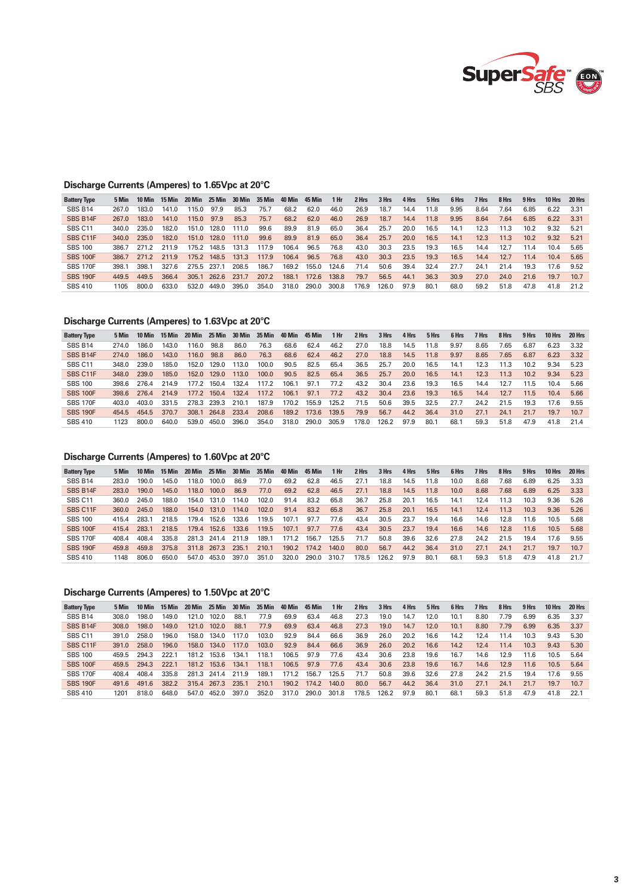## Discharge Currents (Amperes) to 1.65Vpc at 20°C

| Battery Type | 5 Min | 10 Min | 15 Min | 20 Min | 25 Min | 30 Min | 35 Min | 40 Min | 45 Min | 1 Hr | 2 Hrs | 3 Hrs | 4 Hrs | 5 Hrs | 6 Hrs | 7 Hrs | 8 Hrs | 9 Hrs | 10 Hrs | 20 Hrs |
|---|---|---|---|---|---|---|---|---|---|---|---|---|---|---|---|---|---|---|---|---|
| SBS B14 | 267.0 | 183.0 | 141.0 | 115.0 | 97.9 | 85.3 | 75.7 | 68.2 | 62.0 | 46.0 | 26.9 | 18.7 | 14.4 | 11.8 | 9.95 | 8.64 | 7.64 | 6.85 | 6.22 | 3.31 |
| SBS B14F | 267.0 | 183.0 | 141.0 | 115.0 | 97.9 | 85.3 | 75.7 | 68.2 | 62.0 | 46.0 | 26.9 | 18.7 | 14.4 | 11.8 | 9.95 | 8.64 | 7.64 | 6.85 | 6.22 | 3.31 |
| SBS C11 | 340.0 | 235.0 | 182.0 | 151.0 | 128.0 | 111.0 | 99.6 | 89.9 | 81.9 | 65.0 | 36.4 | 25.7 | 20.0 | 16.5 | 14.1 | 12.3 | 11.3 | 10.2 | 9.32 | 5.21 |
| SBS C11F | 340.0 | 235.0 | 182.0 | 151.0 | 128.0 | 111.0 | 99.6 | 89.9 | 81.9 | 65.0 | 36.4 | 25.7 | 20.0 | 16.5 | 14.1 | 12.3 | 11.3 | 10.2 | 9.32 | 5.21 |
| SBS 100 | 386.7 | 271.2 | 211.9 | 175.2 | 148.5 | 131.3 | 117.9 | 106.4 | 96.5 | 76.8 | 43.0 | 30.3 | 23.5 | 19.3 | 16.5 | 14.4 | 12.7 | 11.4 | 10.4 | 5.65 |
| SBS 100F | 386.7 | 271.2 | 211.9 | 175.2 | 148.5 | 131.3 | 117.9 | 106.4 | 96.5 | 76.8 | 43.0 | 30.3 | 23.5 | 19.3 | 16.5 | 14.4 | 12.7 | 11.4 | 10.4 | 5.65 |
| SBS 170F | 398.1 | 398.1 | 327.6 | 275.5 | 237.1 | 208.5 | 186.7 | 169.2 | 155.0 | 124.6 | 71.4 | 50.6 | 39.4 | 32.4 | 27.7 | 24.1 | 21.4 | 19.3 | 17.6 | 9.52 |
| SBS 190F | 449.5 | 449.5 | 366.4 | 305.1 | 262.6 | 231.7 | 207.2 | 188.1 | 172.6 | 138.8 | 79.7 | 56.5 | 44.1 | 36.3 | 30.9 | 27.0 | 24.0 | 21.6 | 19.7 | 10.7 |
| SBS 410 | 1105 | 800.0 | 633.0 | 532.0 | 449.0 | 395.0 | 354.0 | 318.0 | 290.0 | 300.8 | 176.9 | 126.0 | 97.9 | 80.1 | 68.0 | 59.2 | 51.8 | 47.8 | 41.8 | 21.2 |

## Discharge Currents (Amperes) to 1.63Vpc at 20°C

| Battery Type | 5 Min | 10 Min | 15 Min | 20 Min | 25 Min | 30 Min | 35 Min | 40 Min | 45 Min | 1 Hr | 2 Hrs | 3 Hrs | 4 Hrs | 5 Hrs | 6 Hrs | 7 Hrs | 8 Hrs | 9 Hrs | 10 Hrs | 20 Hrs |
|---|---|---|---|---|---|---|---|---|---|---|---|---|---|---|---|---|---|---|---|---|
| SBS B14 | 274.0 | 186.0 | 143.0 | 116.0 | 98.8 | 86.0 | 76.3 | 68.6 | 62.4 | 46.2 | 27.0 | 18.8 | 14.5 | 11.8 | 9.97 | 8.65 | 7.65 | 6.87 | 6.23 | 3.32 |
| SBS B14F | 274.0 | 186.0 | 143.0 | 116.0 | 98.8 | 86.0 | 76.3 | 68.6 | 62.4 | 46.2 | 27.0 | 18.8 | 14.5 | 11.8 | 9.97 | 8.65 | 7.65 | 6.87 | 6.23 | 3.32 |
| SBS C11 | 348.0 | 239.0 | 185.0 | 152.0 | 129.0 | 113.0 | 100.0 | 90.5 | 82.5 | 65.4 | 36.5 | 25.7 | 20.0 | 16.5 | 14.1 | 12.3 | 11.3 | 10.2 | 9.34 | 5.23 |
| SBS C11F | 348.0 | 239.0 | 185.0 | 152.0 | 129.0 | 113.0 | 100.0 | 90.5 | 82.5 | 65.4 | 36.5 | 25.7 | 20.0 | 16.5 | 14.1 | 12.3 | 11.3 | 10.2 | 9.34 | 5.23 |
| SBS 100 | 398.6 | 276.4 | 214.9 | 177.2 | 150.4 | 132.4 | 117.2 | 106.1 | 97.1 | 77.2 | 43.2 | 30.4 | 23.6 | 19.3 | 16.5 | 14.4 | 12.7 | 11.5 | 10.4 | 5.66 |
| SBS 100F | 398.6 | 276.4 | 214.9 | 177.2 | 150.4 | 132.4 | 117.2 | 106.1 | 97.1 | 77.2 | 43.2 | 30.4 | 23.6 | 19.3 | 16.5 | 14.4 | 12.7 | 11.5 | 10.4 | 5.66 |
| SBS 170F | 403.0 | 403.0 | 331.5 | 278.3 | 239.3 | 210.1 | 187.9 | 170.2 | 155.9 | 125.2 | 71.5 | 50.6 | 39.5 | 32.5 | 27.7 | 24.2 | 21.5 | 19.3 | 17.6 | 9.55 |
| SBS 190F | 454.5 | 454.5 | 370.7 | 308.1 | 264.8 | 233.4 | 208.6 | 189.2 | 173.6 | 139.5 | 79.9 | 56.7 | 44.2 | 36.4 | 31.0 | 27.1 | 24.1 | 21.7 | 19.7 | 10.7 |
| SBS 410 | 1123 | 800.0 | 640.0 | 539.0 | 450.0 | 396.0 | 354.0 | 318.0 | 290.0 | 305.9 | 178.0 | 126.2 | 97.9 | 80.1 | 68.1 | 59.3 | 51.8 | 47.9 | 41.8 | 21.4 |

## Discharge Currents (Amperes) to 1.60Vpc at 20°C

| Battery Type | 5 Min | 10 Min | 15 Min | 20 Min | 25 Min | 30 Min | 35 Min | 40 Min | 45 Min | 1 Hr | 2 Hrs | 3 Hrs | 4 Hrs | 5 Hrs | 6 Hrs | 7 Hrs | 8 Hrs | 9 Hrs | 10 Hrs | 20 Hrs |
|---|---|---|---|---|---|---|---|---|---|---|---|---|---|---|---|---|---|---|---|---|
| SBS B14 | 283.0 | 190.0 | 145.0 | 118.0 | 100.0 | 86.9 | 77.0 | 69.2 | 62.8 | 46.5 | 27.1 | 18.8 | 14.5 | 11.8 | 10.0 | 8.68 | 7.68 | 6.89 | 6.25 | 3.33 |
| SBS B14F | 283.0 | 190.0 | 145.0 | 118.0 | 100.0 | 86.9 | 77.0 | 69.2 | 62.8 | 46.5 | 27.1 | 18.8 | 14.5 | 11.8 | 10.0 | 8.68 | 7.68 | 6.89 | 6.25 | 3.33 |
| SBS C11 | 360.0 | 245.0 | 188.0 | 154.0 | 131.0 | 114.0 | 102.0 | 91.4 | 83.2 | 65.8 | 36.7 | 25.8 | 20.1 | 16.5 | 14.1 | 12.4 | 11.3 | 10.3 | 9.36 | 5.26 |
| SBS C11F | 360.0 | 245.0 | 188.0 | 154.0 | 131.0 | 114.0 | 102.0 | 91.4 | 83.2 | 65.8 | 36.7 | 25.8 | 20.1 | 16.5 | 14.1 | 12.4 | 11.3 | 10.3 | 9.36 | 5.26 |
| SBS 100 | 415.4 | 283.1 | 218.5 | 179.4 | 152.6 | 133.6 | 119.5 | 107.1 | 97.7 | 77.6 | 43.4 | 30.5 | 23.7 | 19.4 | 16.6 | 14.6 | 12.8 | 11.6 | 10.5 | 5.68 |
| SBS 100F | 415.4 | 283.1 | 218.5 | 179.4 | 152.6 | 133.6 | 119.5 | 107.1 | 97.7 | 77.6 | 43.4 | 30.5 | 23.7 | 19.4 | 16.6 | 14.6 | 12.8 | 11.6 | 10.5 | 5.68 |
| SBS 170F | 408.4 | 408.4 | 335.8 | 281.3 | 241.4 | 211.9 | 189.1 | 171.2 | 156.7 | 125.5 | 71.7 | 50.8 | 39.6 | 32.6 | 27.8 | 24.2 | 21.5 | 19.4 | 17.6 | 9.55 |
| SBS 190F | 459.8 | 459.8 | 375.8 | 311.8 | 267.3 | 235.1 | 210.1 | 190.2 | 174.2 | 140.0 | 80.0 | 56.7 | 44.2 | 36.4 | 31.0 | 27.1 | 24.1 | 21.7 | 19.7 | 10.7 |
| SBS 410 | 1148 | 806.0 | 650.0 | 547.0 | 453.0 | 397.0 | 351.0 | 320.0 | 290.0 | 310.7 | 178.5 | 126.2 | 97.9 | 80.1 | 68.1 | 59.3 | 51.8 | 47.9 | 41.8 | 21.7 |

## Discharge Currents (Amperes) to 1.50Vpc at 20°C

| Battery Type | 5 Min | 10 Min | 15 Min | 20 Min | 25 Min | 30 Min | 35 Min | 40 Min | 45 Min | 1 Hr | 2 Hrs | 3 Hrs | 4 Hrs | 5 Hrs | 6 Hrs | 7 Hrs | 8 Hrs | 9 Hrs | 10 Hrs | 20 Hrs |
|---|---|---|---|---|---|---|---|---|---|---|---|---|---|---|---|---|---|---|---|---|
| SBS B14 | 308.0 | 198.0 | 149.0 | 121.0 | 102.0 | 88.1 | 77.9 | 69.9 | 63.4 | 46.8 | 27.3 | 19.0 | 14.7 | 12.0 | 10.1 | 8.80 | 7.79 | 6.99 | 6.35 | 3.37 |
| SBS B14F | 308.0 | 198.0 | 149.0 | 121.0 | 102.0 | 88.1 | 77.9 | 69.9 | 63.4 | 46.8 | 27.3 | 19.0 | 14.7 | 12.0 | 10.1 | 8.80 | 7.79 | 6.99 | 6.35 | 3.37 |
| SBS C11 | 391.0 | 258.0 | 196.0 | 158.0 | 134.0 | 117.0 | 103.0 | 92.9 | 84.4 | 66.6 | 36.9 | 26.0 | 20.2 | 16.6 | 14.2 | 12.4 | 11.4 | 10.3 | 9.43 | 5.30 |
| SBS C11F | 391.0 | 258.0 | 196.0 | 158.0 | 134.0 | 117.0 | 103.0 | 92.9 | 84.4 | 66.6 | 36.9 | 26.0 | 20.2 | 16.6 | 14.2 | 12.4 | 11.4 | 10.3 | 9.43 | 5.30 |
| SBS 100 | 459.5 | 294.3 | 222.1 | 181.2 | 153.6 | 134.1 | 118.1 | 106.5 | 97.9 | 77.6 | 43.4 | 30.6 | 23.8 | 19.6 | 16.7 | 14.6 | 12.9 | 11.6 | 10.5 | 5.64 |
| SBS 100F | 459.5 | 294.3 | 222.1 | 181.2 | 153.6 | 134.1 | 118.1 | 106.5 | 97.9 | 77.6 | 43.4 | 30.6 | 23.8 | 19.6 | 16.7 | 14.6 | 12.9 | 11.6 | 10.5 | 5.64 |
| SBS 170F | 408.4 | 408.4 | 335.8 | 281.3 | 241.4 | 211.9 | 189.1 | 171.2 | 156.7 | 125.5 | 71.7 | 50.8 | 39.6 | 32.6 | 27.8 | 24.2 | 21.5 | 19.4 | 17.6 | 9.55 |
| SBS 190F | 491.6 | 491.6 | 382.2 | 315.4 | 267.3 | 235.1 | 210.1 | 190.2 | 174.2 | 140.0 | 80.0 | 56.7 | 44.2 | 36.4 | 31.0 | 27.1 | 24.1 | 21.7 | 19.7 | 10.7 |
| SBS 410 | 1201 | 818.0 | 648.0 | 547.0 | 452.0 | 397.0 | 352.0 | 317.0 | 290.0 | 301.8 | 178.5 | 126.2 | 97.9 | 80.1 | 68.1 | 59.3 | 51.8 | 47.9 | 41.8 | 22.1 |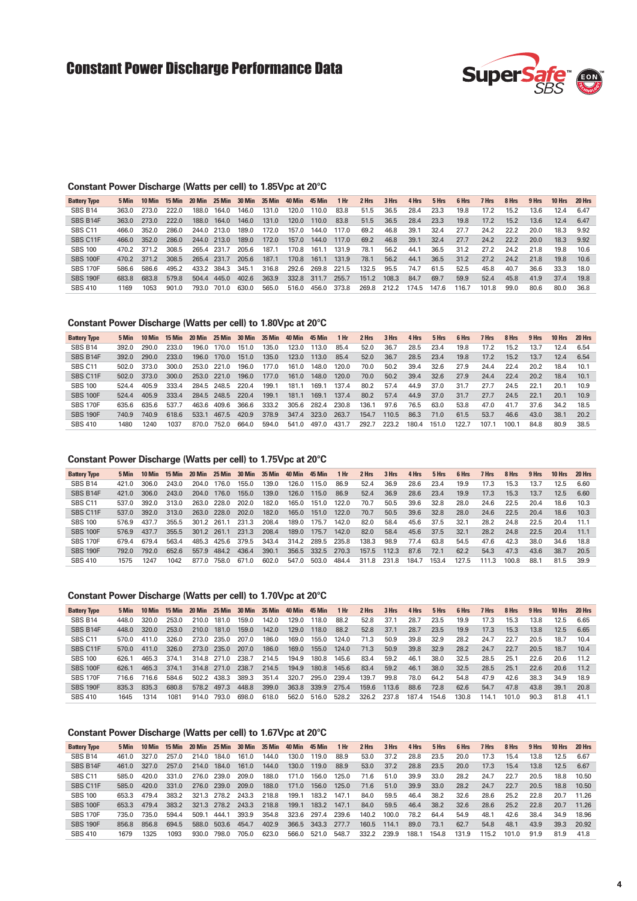# Constant Power Discharge Performance Data

SuperSafe™ SBS

### Constant Power Discharge (Watts per cell) to 1.85Vpc at 20°C

| Battery Type | 5 Min | 10 Min | 15 Min | 20 Min | 25 Min | 30 Min | 35 Min | 40 Min | 45 Min | 1 Hr | 2 Hrs | 3 Hrs | 4 Hrs | 5 Hrs | 6 Hrs | 7 Hrs | 8 Hrs | 9 Hrs | 10 Hrs | 20 Hrs |
|---|---|---|---|---|---|---|---|---|---|---|---|---|---|---|---|---|---|---|---|---|
| SBS B14 | 363.0 | 273.0 | 222.0 | 188.0 | 164.0 | 146.0 | 131.0 | 120.0 | 110.0 | 83.8 | 51.5 | 36.5 | 28.4 | 23.3 | 19.8 | 17.2 | 15.2 | 13.6 | 12.4 | 6.47 |
| SBS B14F | 363.0 | 273.0 | 222.0 | 188.0 | 164.0 | 146.0 | 131.0 | 120.0 | 110.0 | 83.8 | 51.5 | 36.5 | 28.4 | 23.3 | 19.8 | 17.2 | 15.2 | 13.6 | 12.4 | 6.47 |
| SBS C11 | 466.0 | 352.0 | 286.0 | 244.0 | 213.0 | 189.0 | 172.0 | 157.0 | 144.0 | 117.0 | 69.2 | 46.8 | 39.1 | 32.4 | 27.7 | 24.2 | 22.2 | 20.0 | 18.3 | 9.92 |
| SBS C11F | 466.0 | 352.0 | 286.0 | 244.0 | 213.0 | 189.0 | 172.0 | 157.0 | 144.0 | 117.0 | 69.2 | 46.8 | 39.1 | 32.4 | 27.7 | 24.2 | 22.2 | 20.0 | 18.3 | 9.92 |
| SBS 100 | 470.2 | 371.2 | 308.5 | 265.4 | 231.7 | 205.6 | 187.1 | 170.8 | 161.1 | 131.9 | 78.1 | 56.2 | 44.1 | 36.5 | 31.2 | 27.2 | 24.2 | 21.8 | 19.8 | 10.6 |
| SBS 100F | 470.2 | 371.2 | 308.5 | 265.4 | 231.7 | 205.6 | 187.1 | 170.8 | 161.1 | 131.9 | 78.1 | 56.2 | 44.1 | 36.5 | 31.2 | 27.2 | 24.2 | 21.8 | 19.8 | 10.6 |
| SBS 170F | 586.6 | 586.6 | 495.2 | 433.2 | 384.3 | 345.1 | 316.8 | 292.6 | 269.8 | 221.5 | 132.5 | 95.5 | 74.7 | 61.5 | 52.5 | 45.8 | 40.7 | 36.6 | 33.3 | 18.0 |
| SBS 190F | 683.8 | 683.8 | 579.8 | 504.4 | 445.0 | 402.6 | 363.9 | 332.8 | 311.7 | 255.7 | 151.2 | 108.3 | 84.7 | 69.7 | 59.9 | 52.4 | 45.8 | 41.9 | 37.4 | 19.8 |
| SBS 410 | 1169 | 1053 | 901.0 | 793.0 | 701.0 | 630.0 | 565.0 | 516.0 | 456.0 | 373.8 | 269.8 | 212.2 | 174.5 | 147.6 | 116.7 | 101.8 | 99.0 | 80.6 | 80.0 | 36.8 |

### Constant Power Discharge (Watts per cell) to 1.80Vpc at 20°C

| Battery Type | 5 Min | 10 Min | 15 Min | 20 Min | 25 Min | 30 Min | 35 Min | 40 Min | 45 Min | 1 Hr | 2 Hrs | 3 Hrs | 4 Hrs | 5 Hrs | 6 Hrs | 7 Hrs | 8 Hrs | 9 Hrs | 10 Hrs | 20 Hrs |
|---|---|---|---|---|---|---|---|---|---|---|---|---|---|---|---|---|---|---|---|---|
| SBS B14 | 392.0 | 290.0 | 233.0 | 196.0 | 170.0 | 151.0 | 135.0 | 123.0 | 113.0 | 85.4 | 52.0 | 36.7 | 28.5 | 23.4 | 19.8 | 17.2 | 15.2 | 13.7 | 12.4 | 6.54 |
| SBS B14F | 392.0 | 290.0 | 233.0 | 196.0 | 170.0 | 151.0 | 135.0 | 123.0 | 113.0 | 85.4 | 52.0 | 36.7 | 28.5 | 23.4 | 19.8 | 17.2 | 15.2 | 13.7 | 12.4 | 6.54 |
| SBS C11 | 502.0 | 373.0 | 300.0 | 253.0 | 221.0 | 196.0 | 177.0 | 161.0 | 148.0 | 120.0 | 70.0 | 50.2 | 39.4 | 32.6 | 27.9 | 24.4 | 22.4 | 20.2 | 18.4 | 10.1 |
| SBS C11F | 502.0 | 373.0 | 300.0 | 253.0 | 221.0 | 196.0 | 177.0 | 161.0 | 148.0 | 120.0 | 70.0 | 50.2 | 39.4 | 32.6 | 27.9 | 24.4 | 22.4 | 20.2 | 18.4 | 10.1 |
| SBS 100 | 524.4 | 405.9 | 333.4 | 284.5 | 248.5 | 220.4 | 199.1 | 181.1 | 169.1 | 137.4 | 80.2 | 57.4 | 44.9 | 37.0 | 31.7 | 27.7 | 24.5 | 22.1 | 20.1 | 10.9 |
| SBS 100F | 524.4 | 405.9 | 333.4 | 284.5 | 248.5 | 220.4 | 199.1 | 181.1 | 169.1 | 137.4 | 80.2 | 57.4 | 44.9 | 37.0 | 31.7 | 27.7 | 24.5 | 22.1 | 20.1 | 10.9 |
| SBS 170F | 635.6 | 635.6 | 537.7 | 463.6 | 409.6 | 366.6 | 333.2 | 305.6 | 282.4 | 230.8 | 136.1 | 97.6 | 76.5 | 63.0 | 53.8 | 47.0 | 41.7 | 37.6 | 34.2 | 18.5 |
| SBS 190F | 740.9 | 740.9 | 618.6 | 533.1 | 467.5 | 420.9 | 378.9 | 347.4 | 323.0 | 263.7 | 154.7 | 110.5 | 86.3 | 71.0 | 61.5 | 53.7 | 46.6 | 43.0 | 38.1 | 20.2 |
| SBS 410 | 1480 | 1240 | 1037 | 870.0 | 752.0 | 664.0 | 594.0 | 541.0 | 497.0 | 431.7 | 292.7 | 223.2 | 180.4 | 151.0 | 122.7 | 107.1 | 100.1 | 84.8 | 80.9 | 38.5 |

### Constant Power Discharge (Watts per cell) to 1.75Vpc at 20°C

| Battery Type | 5 Min | 10 Min | 15 Min | 20 Min | 25 Min | 30 Min | 35 Min | 40 Min | 45 Min | 1 Hr | 2 Hrs | 3 Hrs | 4 Hrs | 5 Hrs | 6 Hrs | 7 Hrs | 8 Hrs | 9 Hrs | 10 Hrs | 20 Hrs |
|---|---|---|---|---|---|---|---|---|---|---|---|---|---|---|---|---|---|---|---|---|
| SBS B14 | 421.0 | 306.0 | 243.0 | 204.0 | 176.0 | 155.0 | 139.0 | 126.0 | 115.0 | 86.9 | 52.4 | 36.9 | 28.6 | 23.4 | 19.9 | 17.3 | 15.3 | 13.7 | 12.5 | 6.60 |
| SBS B14F | 421.0 | 306.0 | 243.0 | 204.0 | 176.0 | 155.0 | 139.0 | 126.0 | 115.0 | 86.9 | 52.4 | 36.9 | 28.6 | 23.4 | 19.9 | 17.3 | 15.3 | 13.7 | 12.5 | 6.60 |
| SBS C11 | 537.0 | 392.0 | 313.0 | 263.0 | 228.0 | 202.0 | 182.0 | 165.0 | 151.0 | 122.0 | 70.7 | 50.5 | 39.6 | 32.8 | 28.0 | 24.6 | 22.5 | 20.4 | 18.6 | 10.3 |
| SBS C11F | 537.0 | 392.0 | 313.0 | 263.0 | 228.0 | 202.0 | 182.0 | 165.0 | 151.0 | 122.0 | 70.7 | 50.5 | 39.6 | 32.8 | 28.0 | 24.6 | 22.5 | 20.4 | 18.6 | 10.3 |
| SBS 100 | 576.9 | 437.7 | 355.5 | 301.2 | 261.1 | 231.3 | 208.4 | 189.0 | 175.7 | 142.0 | 82.0 | 58.4 | 45.6 | 37.5 | 32.1 | 28.2 | 24.8 | 22.5 | 20.4 | 11.1 |
| SBS 100F | 576.9 | 437.7 | 355.5 | 301.2 | 261.1 | 231.3 | 208.4 | 189.0 | 175.7 | 142.0 | 82.0 | 58.4 | 45.6 | 37.5 | 32.1 | 28.2 | 24.8 | 22.5 | 20.4 | 11.1 |
| SBS 170F | 679.4 | 679.4 | 563.4 | 485.3 | 425.6 | 379.5 | 343.4 | 314.2 | 289.5 | 235.8 | 138.3 | 98.9 | 77.4 | 63.8 | 54.5 | 47.6 | 42.3 | 38.0 | 34.6 | 18.8 |
| SBS 190F | 792.0 | 792.0 | 652.6 | 557.9 | 484.2 | 436.4 | 390.1 | 356.5 | 332.5 | 270.3 | 157.5 | 112.3 | 87.6 | 72.1 | 62.2 | 54.3 | 47.3 | 43.6 | 38.7 | 20.5 |
| SBS 410 | 1575 | 1247 | 1042 | 877.0 | 758.0 | 671.0 | 602.0 | 547.0 | 503.0 | 484.4 | 311.8 | 231.8 | 184.7 | 153.4 | 127.5 | 111.3 | 100.8 | 88.1 | 81.5 | 39.9 |

### Constant Power Discharge (Watts per cell) to 1.70Vpc at 20°C

| Battery Type | 5 Min | 10 Min | 15 Min | 20 Min | 25 Min | 30 Min | 35 Min | 40 Min | 45 Min | 1 Hr | 2 Hrs | 3 Hrs | 4 Hrs | 5 Hrs | 6 Hrs | 7 Hrs | 8 Hrs | 9 Hrs | 10 Hrs | 20 Hrs |
|---|---|---|---|---|---|---|---|---|---|---|---|---|---|---|---|---|---|---|---|---|
| SBS B14 | 448.0 | 320.0 | 253.0 | 210.0 | 181.0 | 159.0 | 142.0 | 129.0 | 118.0 | 88.2 | 52.8 | 37.1 | 28.7 | 23.5 | 19.9 | 17.3 | 15.3 | 13.8 | 12.5 | 6.65 |
| SBS B14F | 448.0 | 320.0 | 253.0 | 210.0 | 181.0 | 159.0 | 142.0 | 129.0 | 118.0 | 88.2 | 52.8 | 37.1 | 28.7 | 23.5 | 19.9 | 17.3 | 15.3 | 13.8 | 12.5 | 6.65 |
| SBS C11 | 570.0 | 411.0 | 326.0 | 273.0 | 235.0 | 207.0 | 186.0 | 169.0 | 155.0 | 124.0 | 71.3 | 50.9 | 39.8 | 32.9 | 28.2 | 24.7 | 22.7 | 20.5 | 18.7 | 10.4 |
| SBS C11F | 570.0 | 411.0 | 326.0 | 273.0 | 235.0 | 207.0 | 186.0 | 169.0 | 155.0 | 124.0 | 71.3 | 50.9 | 39.8 | 32.9 | 28.2 | 24.7 | 22.7 | 20.5 | 18.7 | 10.4 |
| SBS 100 | 626.1 | 465.3 | 374.1 | 314.8 | 271.0 | 238.7 | 214.5 | 194.9 | 180.8 | 145.6 | 83.4 | 59.2 | 46.1 | 38.0 | 32.5 | 28.5 | 25.1 | 22.6 | 20.6 | 11.2 |
| SBS 100F | 626.1 | 465.3 | 374.1 | 314.8 | 271.0 | 238.7 | 214.5 | 194.9 | 180.8 | 145.6 | 83.4 | 59.2 | 46.1 | 38.0 | 32.5 | 28.5 | 25.1 | 22.6 | 20.6 | 11.2 |
| SBS 170F | 716.6 | 716.6 | 584.6 | 502.2 | 438.3 | 389.3 | 351.4 | 320.7 | 295.0 | 239.4 | 139.7 | 99.8 | 78.0 | 64.2 | 54.8 | 47.9 | 42.6 | 38.3 | 34.9 | 18.9 |
| SBS 190F | 835.3 | 835.3 | 680.8 | 578.2 | 497.3 | 448.8 | 399.0 | 363.8 | 339.9 | 275.4 | 159.6 | 113.6 | 88.6 | 72.8 | 62.6 | 54.7 | 47.8 | 43.8 | 39.1 | 20.8 |
| SBS 410 | 1645 | 1314 | 1081 | 914.0 | 793.0 | 698.0 | 618.0 | 562.0 | 516.0 | 528.2 | 326.2 | 237.8 | 187.4 | 154.6 | 130.8 | 114.1 | 101.0 | 90.3 | 81.8 | 41.1 |

### Constant Power Discharge (Watts per cell) to 1.67Vpc at 20°C

| Battery Type | 5 Min | 10 Min | 15 Min | 20 Min | 25 Min | 30 Min | 35 Min | 40 Min | 45 Min | 1 Hr | 2 Hrs | 3 Hrs | 4 Hrs | 5 Hrs | 6 Hrs | 7 Hrs | 8 Hrs | 9 Hrs | 10 Hrs | 20 Hrs |
|---|---|---|---|---|---|---|---|---|---|---|---|---|---|---|---|---|---|---|---|---|
| SBS B14 | 461.0 | 327.0 | 257.0 | 214.0 | 184.0 | 161.0 | 144.0 | 130.0 | 119.0 | 88.9 | 53.0 | 37.2 | 28.8 | 23.5 | 20.0 | 17.3 | 15.4 | 13.8 | 12.5 | 6.67 |
| SBS B14F | 461.0 | 327.0 | 257.0 | 214.0 | 184.0 | 161.0 | 144.0 | 130.0 | 119.0 | 88.9 | 53.0 | 37.2 | 28.8 | 23.5 | 20.0 | 17.3 | 15.4 | 13.8 | 12.5 | 6.67 |
| SBS C11 | 585.0 | 420.0 | 331.0 | 276.0 | 239.0 | 209.0 | 188.0 | 171.0 | 156.0 | 125.0 | 71.6 | 51.0 | 39.9 | 33.0 | 28.2 | 24.7 | 22.7 | 20.5 | 18.8 | 10.50 |
| SBS C11F | 585.0 | 420.0 | 331.0 | 276.0 | 239.0 | 209.0 | 188.0 | 171.0 | 156.0 | 125.0 | 71.6 | 51.0 | 39.9 | 33.0 | 28.2 | 24.7 | 22.7 | 20.5 | 18.8 | 10.50 |
| SBS 100 | 653.3 | 479.4 | 383.2 | 321.3 | 278.2 | 243.3 | 218.8 | 199.1 | 183.2 | 147.1 | 84.0 | 59.5 | 46.4 | 38.2 | 32.6 | 28.6 | 25.2 | 22.8 | 20.7 | 11.26 |
| SBS 100F | 653.3 | 479.4 | 383.2 | 321.3 | 278.2 | 243.3 | 218.8 | 199.1 | 183.2 | 147.1 | 84.0 | 59.5 | 46.4 | 38.2 | 32.6 | 28.6 | 25.2 | 22.8 | 20.7 | 11.26 |
| SBS 170F | 735.0 | 735.0 | 594.4 | 509.1 | 444.1 | 393.9 | 354.8 | 323.6 | 297.4 | 239.6 | 140.2 | 100.0 | 78.2 | 64.4 | 54.9 | 48.1 | 42.6 | 38.4 | 34.9 | 18.96 |
| SBS 190F | 856.8 | 856.8 | 694.5 | 588.0 | 503.6 | 454.7 | 402.9 | 366.5 | 343.3 | 277.7 | 160.5 | 114.1 | 89.0 | 73.1 | 62.7 | 54.8 | 48.1 | 43.9 | 39.3 | 20.92 |
| SBS 410 | 1679 | 1325 | 1093 | 930.0 | 798.0 | 705.0 | 623.0 | 566.0 | 521.0 | 548.7 | 332.2 | 239.9 | 188.1 | 154.8 | 131.9 | 115.2 | 101.0 | 91.9 | 81.9 | 41.8 |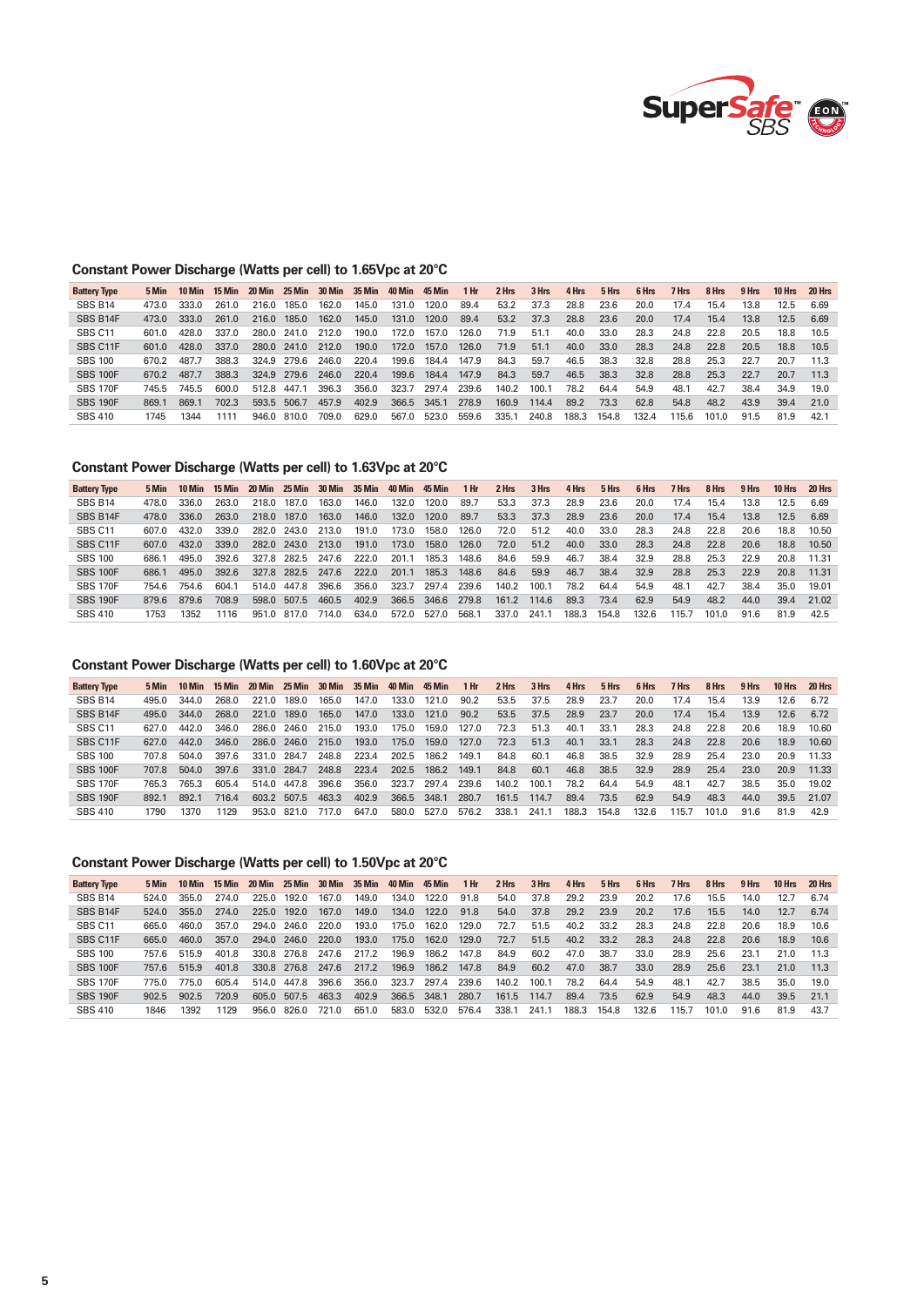### Constant Power Discharge (Watts per cell) to 1.65Vpc at 20°C

| Battery Type | 5 Min | 10 Min | 15 Min | 20 Min | 25 Min | 30 Min | 35 Min | 40 Min | 45 Min | 1 Hr | 2 Hrs | 3 Hrs | 4 Hrs | 5 Hrs | 6 Hrs | 7 Hrs | 8 Hrs | 9 Hrs | 10 Hrs | 20 Hrs |
|---|---|---|---|---|---|---|---|---|---|---|---|---|---|---|---|---|---|---|---|---|
| SBS B14 | 473.0 | 333.0 | 261.0 | 216.0 | 185.0 | 162.0 | 145.0 | 131.0 | 120.0 | 89.4 | 53.2 | 37.3 | 28.8 | 23.6 | 20.0 | 17.4 | 15.4 | 13.8 | 12.5 | 6.69 |
| SBS B14F | 473.0 | 333.0 | 261.0 | 216.0 | 185.0 | 162.0 | 145.0 | 131.0 | 120.0 | 89.4 | 53.2 | 37.3 | 28.8 | 23.6 | 20.0 | 17.4 | 15.4 | 13.8 | 12.5 | 6.69 |
| SBS C11 | 601.0 | 428.0 | 337.0 | 280.0 | 241.0 | 212.0 | 190.0 | 172.0 | 157.0 | 126.0 | 71.9 | 51.1 | 40.0 | 33.0 | 28.3 | 24.8 | 22.8 | 20.5 | 18.8 | 10.5 |
| SBS C11F | 601.0 | 428.0 | 337.0 | 280.0 | 241.0 | 212.0 | 190.0 | 172.0 | 157.0 | 126.0 | 71.9 | 51.1 | 40.0 | 33.0 | 28.3 | 24.8 | 22.8 | 20.5 | 18.8 | 10.5 |
| SBS 100 | 670.2 | 487.7 | 388.3 | 324.9 | 279.6 | 246.0 | 220.4 | 199.6 | 184.4 | 147.9 | 84.3 | 59.7 | 46.5 | 38.3 | 32.8 | 28.8 | 25.3 | 22.7 | 20.7 | 11.3 |
| SBS 100F | 670.2 | 487.7 | 388.3 | 324.9 | 279.6 | 246.0 | 220.4 | 199.6 | 184.4 | 147.9 | 84.3 | 59.7 | 46.5 | 38.3 | 32.8 | 28.8 | 25.3 | 22.7 | 20.7 | 11.3 |
| SBS 170F | 745.5 | 745.5 | 600.0 | 512.8 | 447.1 | 396.3 | 356.0 | 323.7 | 297.4 | 239.6 | 140.2 | 100.1 | 78.2 | 64.4 | 54.9 | 48.1 | 42.7 | 38.4 | 34.9 | 19.0 |
| SBS 190F | 869.1 | 869.1 | 702.3 | 593.5 | 506.7 | 457.9 | 402.9 | 366.5 | 345.1 | 278.9 | 160.9 | 114.4 | 89.2 | 73.3 | 62.8 | 54.8 | 48.2 | 43.9 | 39.4 | 21.0 |
| SBS 410 | 1745 | 1344 | 1111 | 946.0 | 810.0 | 709.0 | 629.0 | 567.0 | 523.0 | 559.6 | 335.1 | 240.8 | 188.3 | 154.8 | 132.4 | 115.6 | 101.0 | 91.5 | 81.9 | 42.1 |

### Constant Power Discharge (Watts per cell) to 1.63Vpc at 20°C

| Battery Type | 5 Min | 10 Min | 15 Min | 20 Min | 25 Min | 30 Min | 35 Min | 40 Min | 45 Min | 1 Hr | 2 Hrs | 3 Hrs | 4 Hrs | 5 Hrs | 6 Hrs | 7 Hrs | 8 Hrs | 9 Hrs | 10 Hrs | 20 Hrs |
|---|---|---|---|---|---|---|---|---|---|---|---|---|---|---|---|---|---|---|---|---|
| SBS B14 | 478.0 | 336.0 | 263.0 | 218.0 | 187.0 | 163.0 | 146.0 | 132.0 | 120.0 | 89.7 | 53.3 | 37.3 | 28.9 | 23.6 | 20.0 | 17.4 | 15.4 | 13.8 | 12.5 | 6.69 |
| SBS B14F | 478.0 | 336.0 | 263.0 | 218.0 | 187.0 | 163.0 | 146.0 | 132.0 | 120.0 | 89.7 | 53.3 | 37.3 | 28.9 | 23.6 | 20.0 | 17.4 | 15.4 | 13.8 | 12.5 | 6.69 |
| SBS C11 | 607.0 | 432.0 | 339.0 | 282.0 | 243.0 | 213.0 | 191.0 | 173.0 | 158.0 | 126.0 | 72.0 | 51.2 | 40.0 | 33.0 | 28.3 | 24.8 | 22.8 | 20.6 | 18.8 | 10.50 |
| SBS C11F | 607.0 | 432.0 | 339.0 | 282.0 | 243.0 | 213.0 | 191.0 | 173.0 | 158.0 | 126.0 | 72.0 | 51.2 | 40.0 | 33.0 | 28.3 | 24.8 | 22.8 | 20.6 | 18.8 | 10.50 |
| SBS 100 | 686.1 | 495.0 | 392.6 | 327.8 | 282.5 | 247.6 | 222.0 | 201.1 | 185.3 | 148.6 | 84.6 | 59.9 | 46.7 | 38.4 | 32.9 | 28.8 | 25.3 | 22.9 | 20.8 | 11.31 |
| SBS 100F | 686.1 | 495.0 | 392.6 | 327.8 | 282.5 | 247.6 | 222.0 | 201.1 | 185.3 | 148.6 | 84.6 | 59.9 | 46.7 | 38.4 | 32.9 | 28.8 | 25.3 | 22.9 | 20.8 | 11.31 |
| SBS 170F | 754.6 | 754.6 | 604.1 | 514.0 | 447.8 | 396.6 | 356.0 | 323.7 | 297.4 | 239.6 | 140.2 | 100.1 | 78.2 | 64.4 | 54.9 | 48.1 | 42.7 | 38.4 | 35.0 | 19.01 |
| SBS 190F | 879.6 | 879.6 | 708.9 | 598.0 | 507.5 | 460.5 | 402.9 | 366.5 | 346.6 | 279.8 | 161.2 | 114.6 | 89.3 | 73.4 | 62.9 | 54.9 | 48.2 | 44.0 | 39.4 | 21.02 |
| SBS 410 | 1753 | 1352 | 1116 | 951.0 | 817.0 | 714.0 | 634.0 | 572.0 | 527.0 | 568.1 | 337.0 | 241.1 | 188.3 | 154.8 | 132.6 | 115.7 | 101.0 | 91.6 | 81.9 | 42.5 |

### Constant Power Discharge (Watts per cell) to 1.60Vpc at 20°C

| Battery Type | 5 Min | 10 Min | 15 Min | 20 Min | 25 Min | 30 Min | 35 Min | 40 Min | 45 Min | 1 Hr | 2 Hrs | 3 Hrs | 4 Hrs | 5 Hrs | 6 Hrs | 7 Hrs | 8 Hrs | 9 Hrs | 10 Hrs | 20 Hrs |
|---|---|---|---|---|---|---|---|---|---|---|---|---|---|---|---|---|---|---|---|---|
| SBS B14 | 495.0 | 344.0 | 268.0 | 221.0 | 189.0 | 165.0 | 147.0 | 133.0 | 121.0 | 90.2 | 53.5 | 37.5 | 28.9 | 23.7 | 20.0 | 17.4 | 15.4 | 13.9 | 12.6 | 6.72 |
| SBS B14F | 495.0 | 344.0 | 268.0 | 221.0 | 189.0 | 165.0 | 147.0 | 133.0 | 121.0 | 90.2 | 53.5 | 37.5 | 28.9 | 23.7 | 20.0 | 17.4 | 15.4 | 13.9 | 12.6 | 6.72 |
| SBS C11 | 627.0 | 442.0 | 346.0 | 286.0 | 246.0 | 215.0 | 193.0 | 175.0 | 159.0 | 127.0 | 72.3 | 51.3 | 40.1 | 33.1 | 28.3 | 24.8 | 22.8 | 20.6 | 18.9 | 10.60 |
| SBS C11F | 627.0 | 442.0 | 346.0 | 286.0 | 246.0 | 215.0 | 193.0 | 175.0 | 159.0 | 127.0 | 72.3 | 51.3 | 40.1 | 33.1 | 28.3 | 24.8 | 22.8 | 20.6 | 18.9 | 10.60 |
| SBS 100 | 707.8 | 504.0 | 397.6 | 331.0 | 284.7 | 248.8 | 223.4 | 202.5 | 186.2 | 149.1 | 84.8 | 60.1 | 46.8 | 38.5 | 32.9 | 28.9 | 25.4 | 23.0 | 20.9 | 11.33 |
| SBS 100F | 707.8 | 504.0 | 397.6 | 331.0 | 284.7 | 248.8 | 223.4 | 202.5 | 186.2 | 149.1 | 84.8 | 60.1 | 46.8 | 38.5 | 32.9 | 28.9 | 25.4 | 23.0 | 20.9 | 11.33 |
| SBS 170F | 765.3 | 765.3 | 605.4 | 514.0 | 447.8 | 396.6 | 356.0 | 323.7 | 297.4 | 239.6 | 140.2 | 100.1 | 78.2 | 64.4 | 54.9 | 48.1 | 42.7 | 38.5 | 35.0 | 19.02 |
| SBS 190F | 892.1 | 892.1 | 716.4 | 603.2 | 507.5 | 463.3 | 402.9 | 366.5 | 348.1 | 280.7 | 161.5 | 114.7 | 89.4 | 73.5 | 62.9 | 54.9 | 48.3 | 44.0 | 39.5 | 21.07 |
| SBS 410 | 1790 | 1370 | 1129 | 953.0 | 821.0 | 717.0 | 647.0 | 580.0 | 527.0 | 576.2 | 338.1 | 241.1 | 188.3 | 154.8 | 132.6 | 115.7 | 101.0 | 91.6 | 81.9 | 42.9 |

### Constant Power Discharge (Watts per cell) to 1.50Vpc at 20°C

| Battery Type | 5 Min | 10 Min | 15 Min | 20 Min | 25 Min | 30 Min | 35 Min | 40 Min | 45 Min | 1 Hr | 2 Hrs | 3 Hrs | 4 Hrs | 5 Hrs | 6 Hrs | 7 Hrs | 8 Hrs | 9 Hrs | 10 Hrs | 20 Hrs |
|---|---|---|---|---|---|---|---|---|---|---|---|---|---|---|---|---|---|---|---|---|
| SBS B14 | 524.0 | 355.0 | 274.0 | 225.0 | 192.0 | 167.0 | 149.0 | 134.0 | 122.0 | 91.8 | 54.0 | 37.8 | 29.2 | 23.9 | 20.2 | 17.6 | 15.5 | 14.0 | 12.7 | 6.74 |
| SBS B14F | 524.0 | 355.0 | 274.0 | 225.0 | 192.0 | 167.0 | 149.0 | 134.0 | 122.0 | 91.8 | 54.0 | 37.8 | 29.2 | 23.9 | 20.2 | 17.6 | 15.5 | 14.0 | 12.7 | 6.74 |
| SBS C11 | 665.0 | 460.0 | 357.0 | 294.0 | 246.0 | 220.0 | 193.0 | 175.0 | 162.0 | 129.0 | 72.7 | 51.5 | 40.2 | 33.2 | 28.3 | 24.8 | 22.8 | 20.6 | 18.9 | 10.6 |
| SBS C11F | 665.0 | 460.0 | 357.0 | 294.0 | 246.0 | 220.0 | 193.0 | 175.0 | 162.0 | 129.0 | 72.7 | 51.5 | 40.2 | 33.2 | 28.3 | 24.8 | 22.8 | 20.6 | 18.9 | 10.6 |
| SBS 100 | 757.6 | 515.9 | 401.8 | 330.8 | 276.8 | 247.6 | 217.2 | 196.9 | 186.2 | 147.8 | 84.9 | 60.2 | 47.0 | 38.7 | 33.0 | 28.9 | 25.6 | 23.1 | 21.0 | 11.3 |
| SBS 100F | 757.6 | 515.9 | 401.8 | 330.8 | 276.8 | 247.6 | 217.2 | 196.9 | 186.2 | 147.8 | 84.9 | 60.2 | 47.0 | 38.7 | 33.0 | 28.9 | 25.6 | 23.1 | 21.0 | 11.3 |
| SBS 170F | 775.0 | 775.0 | 605.4 | 514.0 | 447.8 | 396.6 | 356.0 | 323.7 | 297.4 | 239.6 | 140.2 | 100.1 | 78.2 | 64.4 | 54.9 | 48.1 | 42.7 | 38.5 | 35.0 | 19.0 |
| SBS 190F | 902.5 | 902.5 | 720.9 | 605.0 | 507.5 | 463.3 | 402.9 | 366.5 | 348.1 | 280.7 | 161.5 | 114.7 | 89.4 | 73.5 | 62.9 | 54.9 | 48.3 | 44.0 | 39.5 | 21.1 |
| SBS 410 | 1846 | 1392 | 1129 | 956.0 | 826.0 | 721.0 | 651.0 | 583.0 | 532.0 | 576.4 | 338.1 | 241.1 | 188.3 | 154.8 | 132.6 | 115.7 | 101.0 | 91.6 | 81.9 | 43.7 |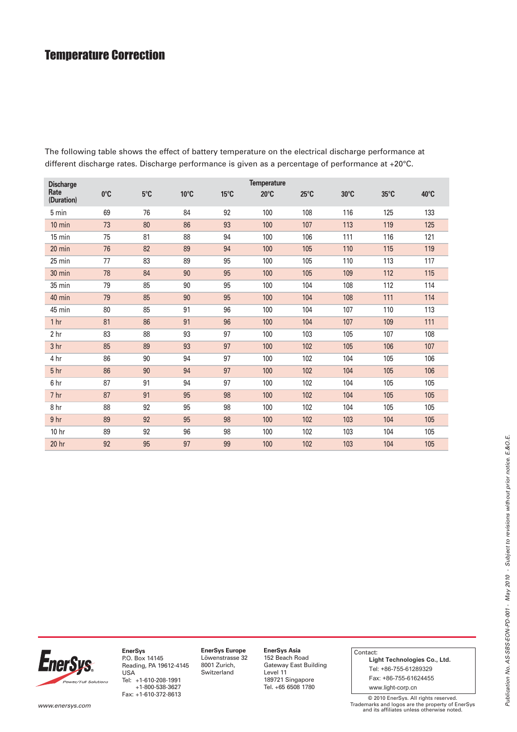# Temperature Correction

The following table shows the effect of battery temperature on the electrical discharge performance at different discharge rates. Discharge performance is given as a percentage of performance at +20°C.

| Discharge Rate (Duration) | Temperature | | | | | | | | |
|---|---|---|---|---|---|---|---|---|---|
| | 0°C | 5°C | 10°C | 15°C | 20°C | 25°C | 30°C | 35°C | 40°C |
| 5 min | 69 | 76 | 84 | 92 | 100 | 108 | 116 | 125 | 133 |
| 10 min | 73 | 80 | 86 | 93 | 100 | 107 | 113 | 119 | 125 |
| 15 min | 75 | 81 | 88 | 94 | 100 | 106 | 111 | 116 | 121 |
| 20 min | 76 | 82 | 89 | 94 | 100 | 105 | 110 | 115 | 119 |
| 25 min | 77 | 83 | 89 | 95 | 100 | 105 | 110 | 113 | 117 |
| 30 min | 78 | 84 | 90 | 95 | 100 | 105 | 109 | 112 | 115 |
| 35 min | 79 | 85 | 90 | 95 | 100 | 104 | 108 | 112 | 114 |
| 40 min | 79 | 85 | 90 | 95 | 100 | 104 | 108 | 111 | 114 |
| 45 min | 80 | 85 | 91 | 96 | 100 | 104 | 107 | 110 | 113 |
| 1 hr | 81 | 86 | 91 | 96 | 100 | 104 | 107 | 109 | 111 |
| 2 hr | 83 | 88 | 93 | 97 | 100 | 103 | 105 | 107 | 108 |
| 3 hr | 85 | 89 | 93 | 97 | 100 | 102 | 105 | 106 | 107 |
| 4 hr | 86 | 90 | 94 | 97 | 100 | 102 | 104 | 105 | 106 |
| 5 hr | 86 | 90 | 94 | 97 | 100 | 102 | 104 | 105 | 106 |
| 6 hr | 87 | 91 | 94 | 97 | 100 | 102 | 104 | 105 | 105 |
| 7 hr | 87 | 91 | 95 | 98 | 100 | 102 | 104 | 105 | 105 |
| 8 hr | 88 | 92 | 95 | 98 | 100 | 102 | 104 | 105 | 105 |
| 9 hr | 89 | 92 | 95 | 98 | 100 | 102 | 103 | 104 | 105 |
| 10 hr | 89 | 92 | 96 | 98 | 100 | 102 | 103 | 104 | 105 |
| 20 hr | 92 | 95 | 97 | 99 | 100 | 102 | 103 | 104 | 105 |

EnerSys
Power/Full Solutions

www.enersys.com

**EnerSys**
P.O. Box 14145
Reading, PA 19612-4145
USA
Tel: +1-610-208-1991
+1-800-538-3627
Fax: +1-610-372-8613

**EnerSys Europe**
Löwenstrasse 32
8001 Zurich,
Switzerland

**EnerSys Asia**
152 Beach Road
Gateway East Building
Level 11
189721 Singapore
Tel. +65 6508 1780

Contact:
**Light Technologies Co., Ltd.**
Tel: +86-755-61289329
Fax: +86-755-61624455
www.light-corp.cn

© 2010 EnerSys. All rights reserved.
Trademarks and logos are the property of EnerSys and its affiliates unless otherwise noted.

*Publication No. AS-SBS-EON-PD-001 - May 2010 - Subject to revisions without prior notice. E.&O.E.*